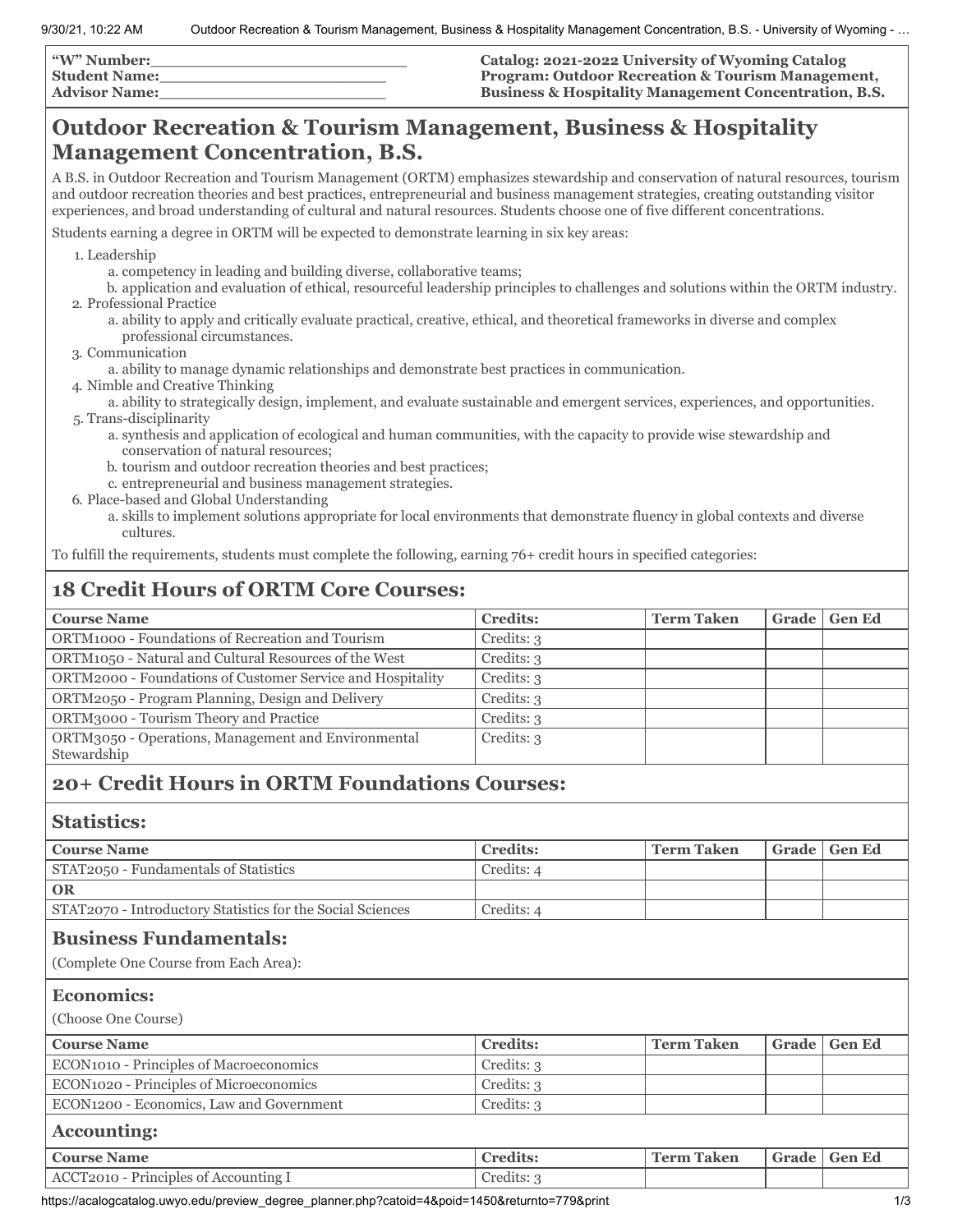**"W" Number:**\_\_\_\_\_\_\_\_\_\_\_\_\_\_\_\_\_\_\_\_\_\_\_\_
**Student Name:**\_\_\_\_\_\_\_\_\_\_\_\_\_\_\_\_\_\_\_\_\_\_\_
**Advisor Name:**\_\_\_\_\_\_\_\_\_\_\_\_\_\_\_\_\_\_\_\_\_\_\_

**Catalog: 2021-2022 University of Wyoming Catalog**
**Program: Outdoor Recreation & Tourism Management, Business & Hospitality Management Concentration, B.S.**

# Outdoor Recreation & Tourism Management, Business & Hospitality Management Concentration, B.S.

A B.S. in Outdoor Recreation and Tourism Management (ORTM) emphasizes stewardship and conservation of natural resources, tourism and outdoor recreation theories and best practices, entrepreneurial and business management strategies, creating outstanding visitor experiences, and broad understanding of cultural and natural resources. Students choose one of five different concentrations.

Students earning a degree in ORTM will be expected to demonstrate learning in six key areas:

1. Leadership
   a. competency in leading and building diverse, collaborative teams;
   b. application and evaluation of ethical, resourceful leadership principles to challenges and solutions within the ORTM industry.
2. Professional Practice
   a. ability to apply and critically evaluate practical, creative, ethical, and theoretical frameworks in diverse and complex professional circumstances.
3. Communication
   a. ability to manage dynamic relationships and demonstrate best practices in communication.
4. Nimble and Creative Thinking
   a. ability to strategically design, implement, and evaluate sustainable and emergent services, experiences, and opportunities.
5. Trans-disciplinarity
   a. synthesis and application of ecological and human communities, with the capacity to provide wise stewardship and conservation of natural resources;
   b. tourism and outdoor recreation theories and best practices;
   c. entrepreneurial and business management strategies.
6. Place-based and Global Understanding
   a. skills to implement solutions appropriate for local environments that demonstrate fluency in global contexts and diverse cultures.

To fulfill the requirements, students must complete the following, earning 76+ credit hours in specified categories:

## 18 Credit Hours of ORTM Core Courses:

| Course Name | Credits: | Term Taken | Grade | Gen Ed |
|---|---|---|---|---|
| ORTM1000 - Foundations of Recreation and Tourism | Credits: 3 | | | |
| ORTM1050 - Natural and Cultural Resources of the West | Credits: 3 | | | |
| ORTM2000 - Foundations of Customer Service and Hospitality | Credits: 3 | | | |
| ORTM2050 - Program Planning, Design and Delivery | Credits: 3 | | | |
| ORTM3000 - Tourism Theory and Practice | Credits: 3 | | | |
| ORTM3050 - Operations, Management and Environmental Stewardship | Credits: 3 | | | |

## 20+ Credit Hours in ORTM Foundations Courses:

### Statistics:

| Course Name | Credits: | Term Taken | Grade | Gen Ed |
|---|---|---|---|---|
| STAT2050 - Fundamentals of Statistics | Credits: 4 | | | |
| **OR** | | | | |
| STAT2070 - Introductory Statistics for the Social Sciences | Credits: 4 | | | |

### Business Fundamentals:

(Complete One Course from Each Area):

### Economics:

(Choose One Course)

| Course Name | Credits: | Term Taken | Grade | Gen Ed |
|---|---|---|---|---|
| ECON1010 - Principles of Macroeconomics | Credits: 3 | | | |
| ECON1020 - Principles of Microeconomics | Credits: 3 | | | |
| ECON1200 - Economics, Law and Government | Credits: 3 | | | |

### Accounting:

| Course Name | Credits: | Term Taken | Grade | Gen Ed |
|---|---|---|---|---|
| ACCT2010 - Principles of Accounting I | Credits: 3 | | | |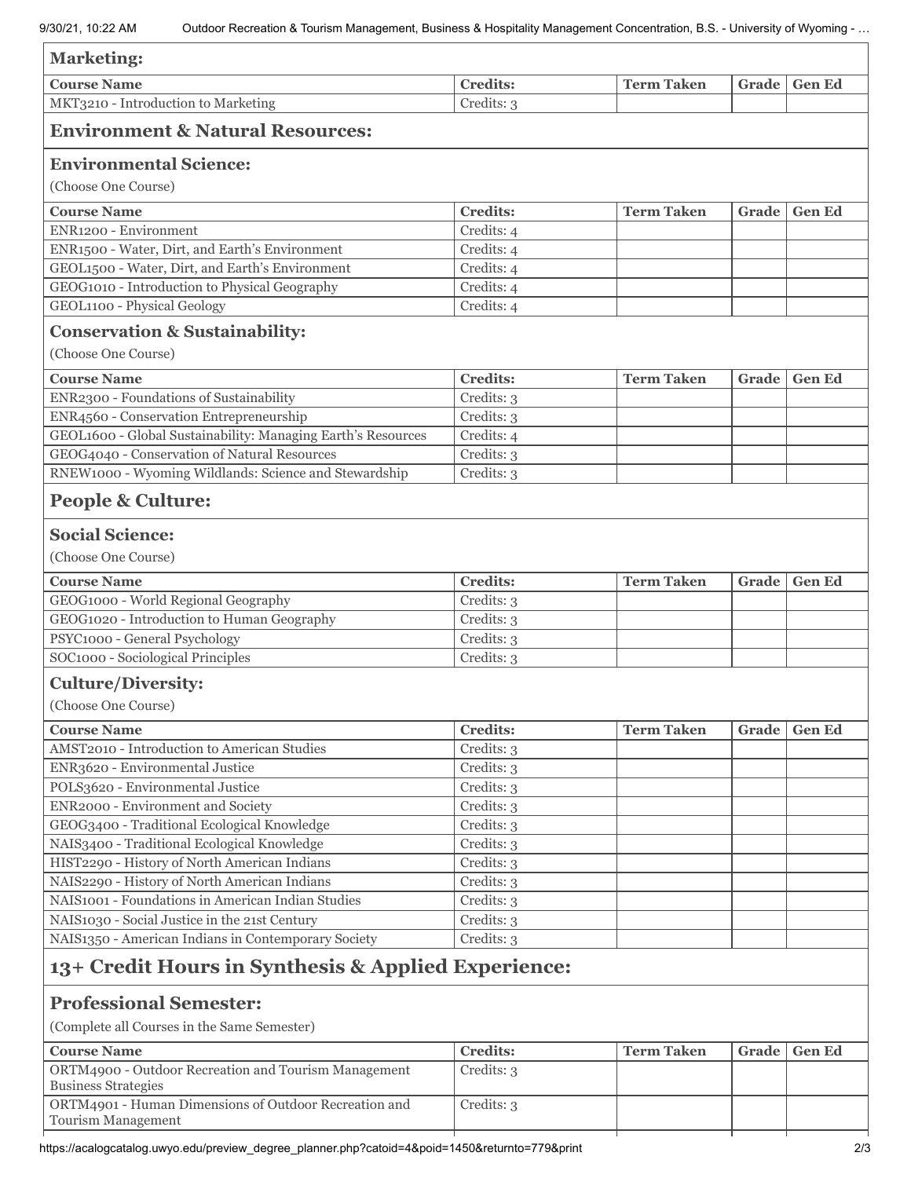### Marketing:

| Course Name | Credits: | Term Taken | Grade | Gen Ed |
|---|---|---|---|---|
| MKT3210 - Introduction to Marketing | Credits: 3 | | | |

## Environment & Natural Resources:

### Environmental Science:

(Choose One Course)

| Course Name | Credits: | Term Taken | Grade | Gen Ed |
|---|---|---|---|---|
| ENR1200 - Environment | Credits: 4 | | | |
| ENR1500 - Water, Dirt, and Earth's Environment | Credits: 4 | | | |
| GEOL1500 - Water, Dirt, and Earth's Environment | Credits: 4 | | | |
| GEOG1010 - Introduction to Physical Geography | Credits: 4 | | | |
| GEOL1100 - Physical Geology | Credits: 4 | | | |

### Conservation & Sustainability:

(Choose One Course)

| Course Name | Credits: | Term Taken | Grade | Gen Ed |
|---|---|---|---|---|
| ENR2300 - Foundations of Sustainability | Credits: 3 | | | |
| ENR4560 - Conservation Entrepreneurship | Credits: 3 | | | |
| GEOL1600 - Global Sustainability: Managing Earth's Resources | Credits: 4 | | | |
| GEOG4040 - Conservation of Natural Resources | Credits: 3 | | | |
| RNEW1000 - Wyoming Wildlands: Science and Stewardship | Credits: 3 | | | |

## People & Culture:

### Social Science:

(Choose One Course)

| Course Name | Credits: | Term Taken | Grade | Gen Ed |
|---|---|---|---|---|
| GEOG1000 - World Regional Geography | Credits: 3 | | | |
| GEOG1020 - Introduction to Human Geography | Credits: 3 | | | |
| PSYC1000 - General Psychology | Credits: 3 | | | |
| SOC1000 - Sociological Principles | Credits: 3 | | | |

### Culture/Diversity:

(Choose One Course)

| Course Name | Credits: | Term Taken | Grade | Gen Ed |
|---|---|---|---|---|
| AMST2010 - Introduction to American Studies | Credits: 3 | | | |
| ENR3620 - Environmental Justice | Credits: 3 | | | |
| POLS3620 - Environmental Justice | Credits: 3 | | | |
| ENR2000 - Environment and Society | Credits: 3 | | | |
| GEOG3400 - Traditional Ecological Knowledge | Credits: 3 | | | |
| NAIS3400 - Traditional Ecological Knowledge | Credits: 3 | | | |
| HIST2290 - History of North American Indians | Credits: 3 | | | |
| NAIS2290 - History of North American Indians | Credits: 3 | | | |
| NAIS1001 - Foundations in American Indian Studies | Credits: 3 | | | |
| NAIS1030 - Social Justice in the 21st Century | Credits: 3 | | | |
| NAIS1350 - American Indians in Contemporary Society | Credits: 3 | | | |

## 13+ Credit Hours in Synthesis & Applied Experience:

### Professional Semester:

(Complete all Courses in the Same Semester)

| Course Name | Credits: | Term Taken | Grade | Gen Ed |
|---|---|---|---|---|
| ORTM4900 - Outdoor Recreation and Tourism Management Business Strategies | Credits: 3 | | | |
| ORTM4901 - Human Dimensions of Outdoor Recreation and Tourism Management | Credits: 3 | | | |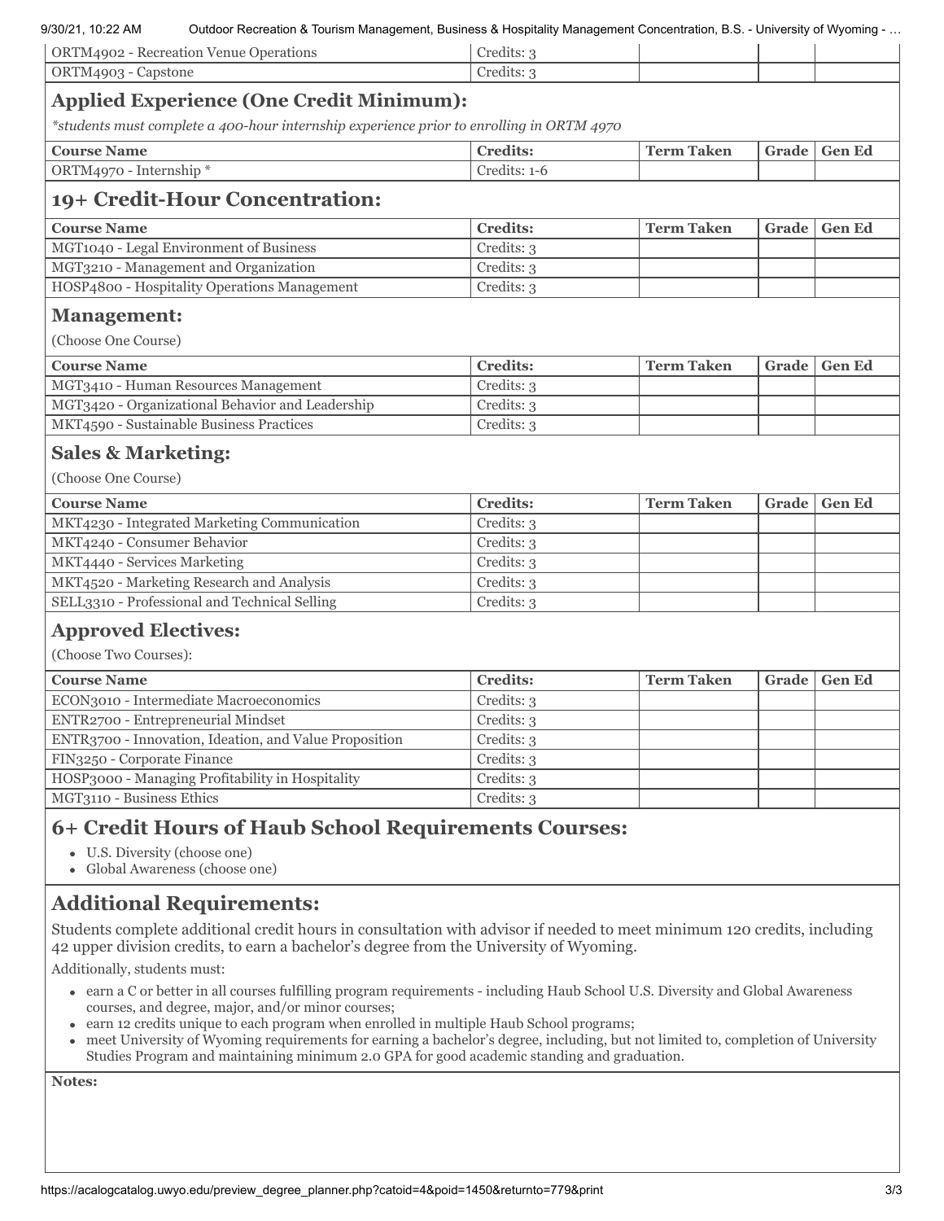| Course Name | Credits: | Term Taken | Grade | Gen Ed |
|---|---|---|---|---|
| ORTM4902 - Recreation Venue Operations | Credits: 3 | | | |
| ORTM4903 - Capstone | Credits: 3 | | | |

## Applied Experience (One Credit Minimum):

*students must complete a 400-hour internship experience prior to enrolling in ORTM 4970

| Course Name | Credits: | Term Taken | Grade | Gen Ed |
|---|---|---|---|---|
| ORTM4970 - Internship * | Credits: 1-6 | | | |

## 19+ Credit-Hour Concentration:

| Course Name | Credits: | Term Taken | Grade | Gen Ed |
|---|---|---|---|---|
| MGT1040 - Legal Environment of Business | Credits: 3 | | | |
| MGT3210 - Management and Organization | Credits: 3 | | | |
| HOSP4800 - Hospitality Operations Management | Credits: 3 | | | |

### Management:

(Choose One Course)

| Course Name | Credits: | Term Taken | Grade | Gen Ed |
|---|---|---|---|---|
| MGT3410 - Human Resources Management | Credits: 3 | | | |
| MGT3420 - Organizational Behavior and Leadership | Credits: 3 | | | |
| MKT4590 - Sustainable Business Practices | Credits: 3 | | | |

### Sales & Marketing:

(Choose One Course)

| Course Name | Credits: | Term Taken | Grade | Gen Ed |
|---|---|---|---|---|
| MKT4230 - Integrated Marketing Communication | Credits: 3 | | | |
| MKT4240 - Consumer Behavior | Credits: 3 | | | |
| MKT4440 - Services Marketing | Credits: 3 | | | |
| MKT4520 - Marketing Research and Analysis | Credits: 3 | | | |
| SELL3310 - Professional and Technical Selling | Credits: 3 | | | |

### Approved Electives:

(Choose Two Courses):

| Course Name | Credits: | Term Taken | Grade | Gen Ed |
|---|---|---|---|---|
| ECON3010 - Intermediate Macroeconomics | Credits: 3 | | | |
| ENTR2700 - Entrepreneurial Mindset | Credits: 3 | | | |
| ENTR3700 - Innovation, Ideation, and Value Proposition | Credits: 3 | | | |
| FIN3250 - Corporate Finance | Credits: 3 | | | |
| HOSP3000 - Managing Profitability in Hospitality | Credits: 3 | | | |
| MGT3110 - Business Ethics | Credits: 3 | | | |

## 6+ Credit Hours of Haub School Requirements Courses:

- U.S. Diversity (choose one)
- Global Awareness (choose one)

## Additional Requirements:

Students complete additional credit hours in consultation with advisor if needed to meet minimum 120 credits, including 42 upper division credits, to earn a bachelor's degree from the University of Wyoming.

Additionally, students must:

- earn a C or better in all courses fulfilling program requirements - including Haub School U.S. Diversity and Global Awareness courses, and degree, major, and/or minor courses;
- earn 12 credits unique to each program when enrolled in multiple Haub School programs;
- meet University of Wyoming requirements for earning a bachelor's degree, including, but not limited to, completion of University Studies Program and maintaining minimum 2.0 GPA for good academic standing and graduation.

**Notes:**